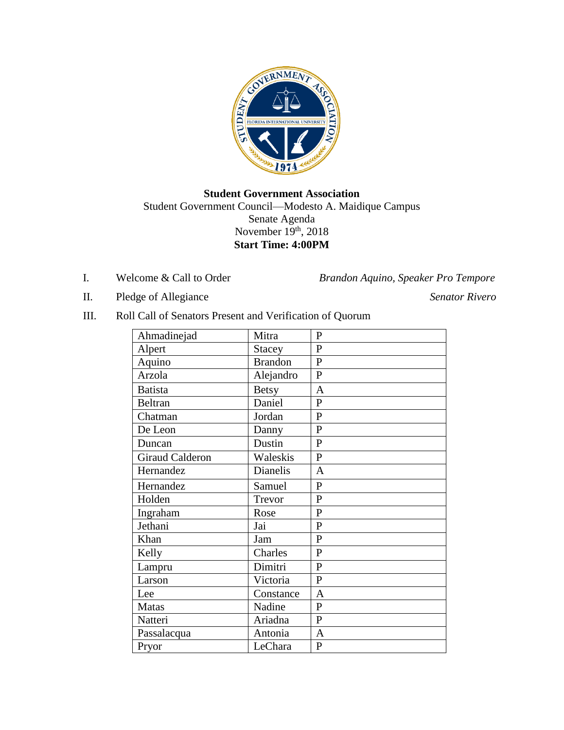**Student Government Association**
Student Government Council—Modesto A. Maidique Campus
Senate Agenda
November 19th, 2018
**Start Time: 4:00PM**

I. Welcome & Call to Order — *Brandon Aquino, Speaker Pro Tempore*

II. Pledge of Allegiance — *Senator Rivero*

III. Roll Call of Senators Present and Verification of Quorum

| | | |
|---|---|---|
| Ahmadinejad | Mitra | P |
| Alpert | Stacey | P |
| Aquino | Brandon | P |
| Arzola | Alejandro | P |
| Batista | Betsy | A |
| Beltran | Daniel | P |
| Chatman | Jordan | P |
| De Leon | Danny | P |
| Duncan | Dustin | P |
| Giraud Calderon | Waleskis | P |
| Hernandez | Dianelis | A |
| Hernandez | Samuel | P |
| Holden | Trevor | P |
| Ingraham | Rose | P |
| Jethani | Jai | P |
| Khan | Jam | P |
| Kelly | Charles | P |
| Lampru | Dimitri | P |
| Larson | Victoria | P |
| Lee | Constance | A |
| Matas | Nadine | P |
| Natteri | Ariadna | P |
| Passalacqua | Antonia | A |
| Pryor | LeChara | P |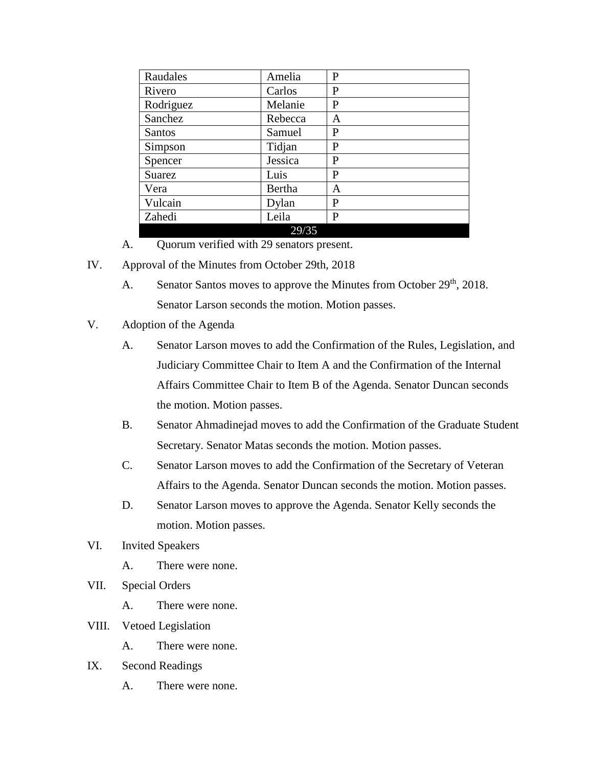| | | |
|---|---|---|
| Raudales | Amelia | P |
| Rivero | Carlos | P |
| Rodriguez | Melanie | P |
| Sanchez | Rebecca | A |
| Santos | Samuel | P |
| Simpson | Tidjan | P |
| Spencer | Jessica | P |
| Suarez | Luis | P |
| Vera | Bertha | A |
| Vulcain | Dylan | P |
| Zahedi | Leila | P |
| 29/35 | | |

A. Quorum verified with 29 senators present.

IV. Approval of the Minutes from October 29th, 2018

A. Senator Santos moves to approve the Minutes from October 29th, 2018. Senator Larson seconds the motion. Motion passes.

V. Adoption of the Agenda

A. Senator Larson moves to add the Confirmation of the Rules, Legislation, and Judiciary Committee Chair to Item A and the Confirmation of the Internal Affairs Committee Chair to Item B of the Agenda. Senator Duncan seconds the motion. Motion passes.

B. Senator Ahmadinejad moves to add the Confirmation of the Graduate Student Secretary. Senator Matas seconds the motion. Motion passes.

C. Senator Larson moves to add the Confirmation of the Secretary of Veteran Affairs to the Agenda. Senator Duncan seconds the motion. Motion passes.

D. Senator Larson moves to approve the Agenda. Senator Kelly seconds the motion. Motion passes.

VI. Invited Speakers

A. There were none.

VII. Special Orders

A. There were none.

VIII. Vetoed Legislation

A. There were none.

IX. Second Readings

A. There were none.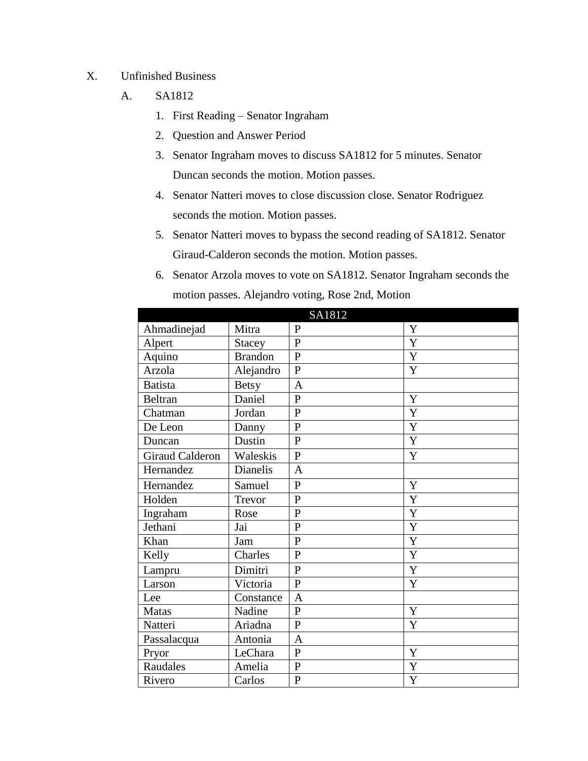X. Unfinished Business

A. SA1812

1. First Reading – Senator Ingraham
2. Question and Answer Period
3. Senator Ingraham moves to discuss SA1812 for 5 minutes. Senator Duncan seconds the motion. Motion passes.
4. Senator Natteri moves to close discussion close. Senator Rodriguez seconds the motion. Motion passes.
5. Senator Natteri moves to bypass the second reading of SA1812. Senator Giraud-Calderon seconds the motion. Motion passes.
6. Senator Arzola moves to vote on SA1812. Senator Ingraham seconds the motion passes. Alejandro voting, Rose 2nd, Motion

| SA1812 | | | |
|---|---|---|---|
| Ahmadinejad | Mitra | P | Y |
| Alpert | Stacey | P | Y |
| Aquino | Brandon | P | Y |
| Arzola | Alejandro | P | Y |
| Batista | Betsy | A | |
| Beltran | Daniel | P | Y |
| Chatman | Jordan | P | Y |
| De Leon | Danny | P | Y |
| Duncan | Dustin | P | Y |
| Giraud Calderon | Waleskis | P | Y |
| Hernandez | Dianelis | A | |
| Hernandez | Samuel | P | Y |
| Holden | Trevor | P | Y |
| Ingraham | Rose | P | Y |
| Jethani | Jai | P | Y |
| Khan | Jam | P | Y |
| Kelly | Charles | P | Y |
| Lampru | Dimitri | P | Y |
| Larson | Victoria | P | Y |
| Lee | Constance | A | |
| Matas | Nadine | P | Y |
| Natteri | Ariadna | P | Y |
| Passalacqua | Antonia | A | |
| Pryor | LeChara | P | Y |
| Raudales | Amelia | P | Y |
| Rivero | Carlos | P | Y |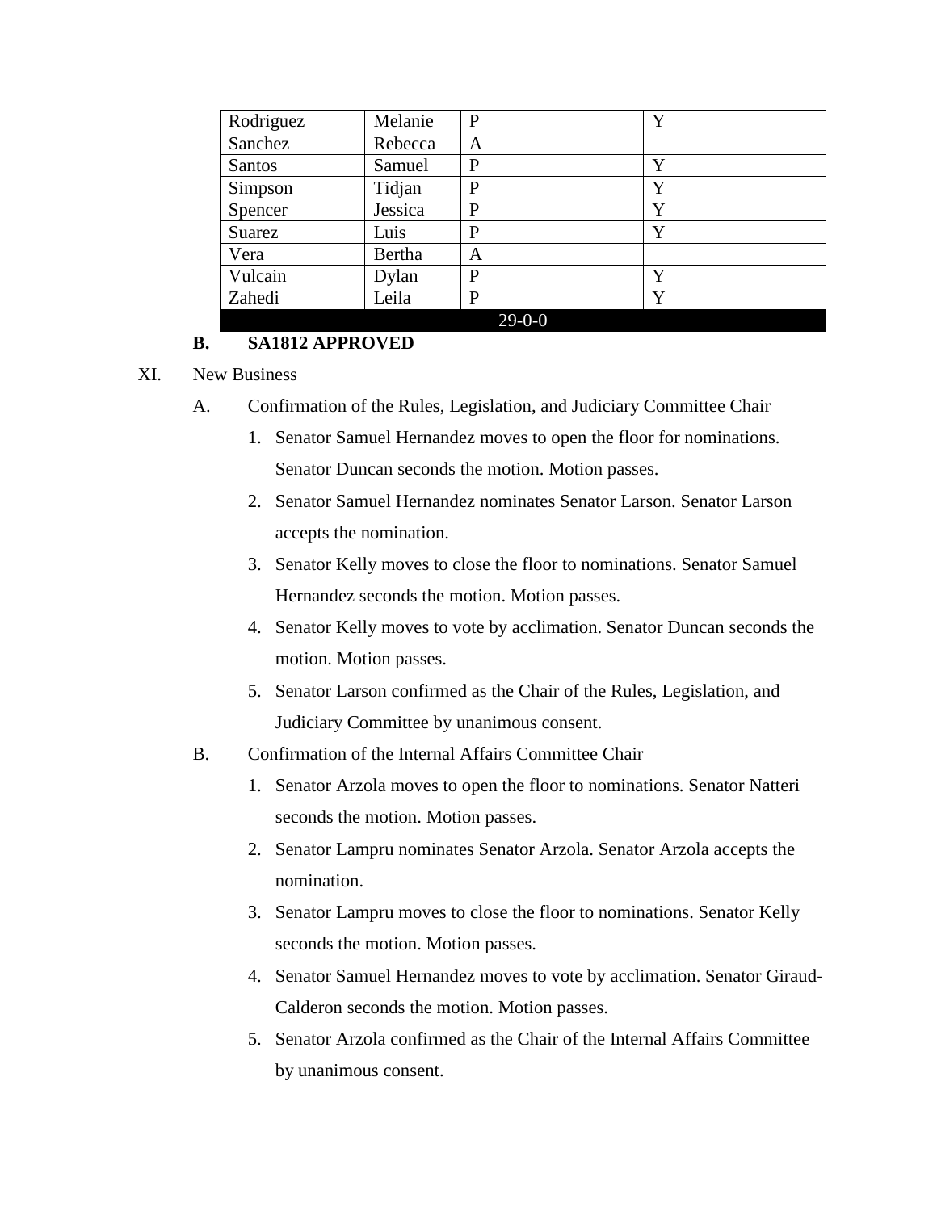| Rodriguez | Melanie | P | Y |
|---|---|---|---|
| Sanchez | Rebecca | A | |
| Santos | Samuel | P | Y |
| Simpson | Tidjan | P | Y |
| Spencer | Jessica | P | Y |
| Suarez | Luis | P | Y |
| Vera | Bertha | A | |
| Vulcain | Dylan | P | Y |
| Zahedi | Leila | P | Y |
| 29-0-0 | | | |

**B. SA1812 APPROVED**

XI. New Business

A. Confirmation of the Rules, Legislation, and Judiciary Committee Chair

1. Senator Samuel Hernandez moves to open the floor for nominations. Senator Duncan seconds the motion. Motion passes.
2. Senator Samuel Hernandez nominates Senator Larson. Senator Larson accepts the nomination.
3. Senator Kelly moves to close the floor to nominations. Senator Samuel Hernandez seconds the motion. Motion passes.
4. Senator Kelly moves to vote by acclimation. Senator Duncan seconds the motion. Motion passes.
5. Senator Larson confirmed as the Chair of the Rules, Legislation, and Judiciary Committee by unanimous consent.

B. Confirmation of the Internal Affairs Committee Chair

1. Senator Arzola moves to open the floor to nominations. Senator Natteri seconds the motion. Motion passes.
2. Senator Lampru nominates Senator Arzola. Senator Arzola accepts the nomination.
3. Senator Lampru moves to close the floor to nominations. Senator Kelly seconds the motion. Motion passes.
4. Senator Samuel Hernandez moves to vote by acclimation. Senator Giraud-Calderon seconds the motion. Motion passes.
5. Senator Arzola confirmed as the Chair of the Internal Affairs Committee by unanimous consent.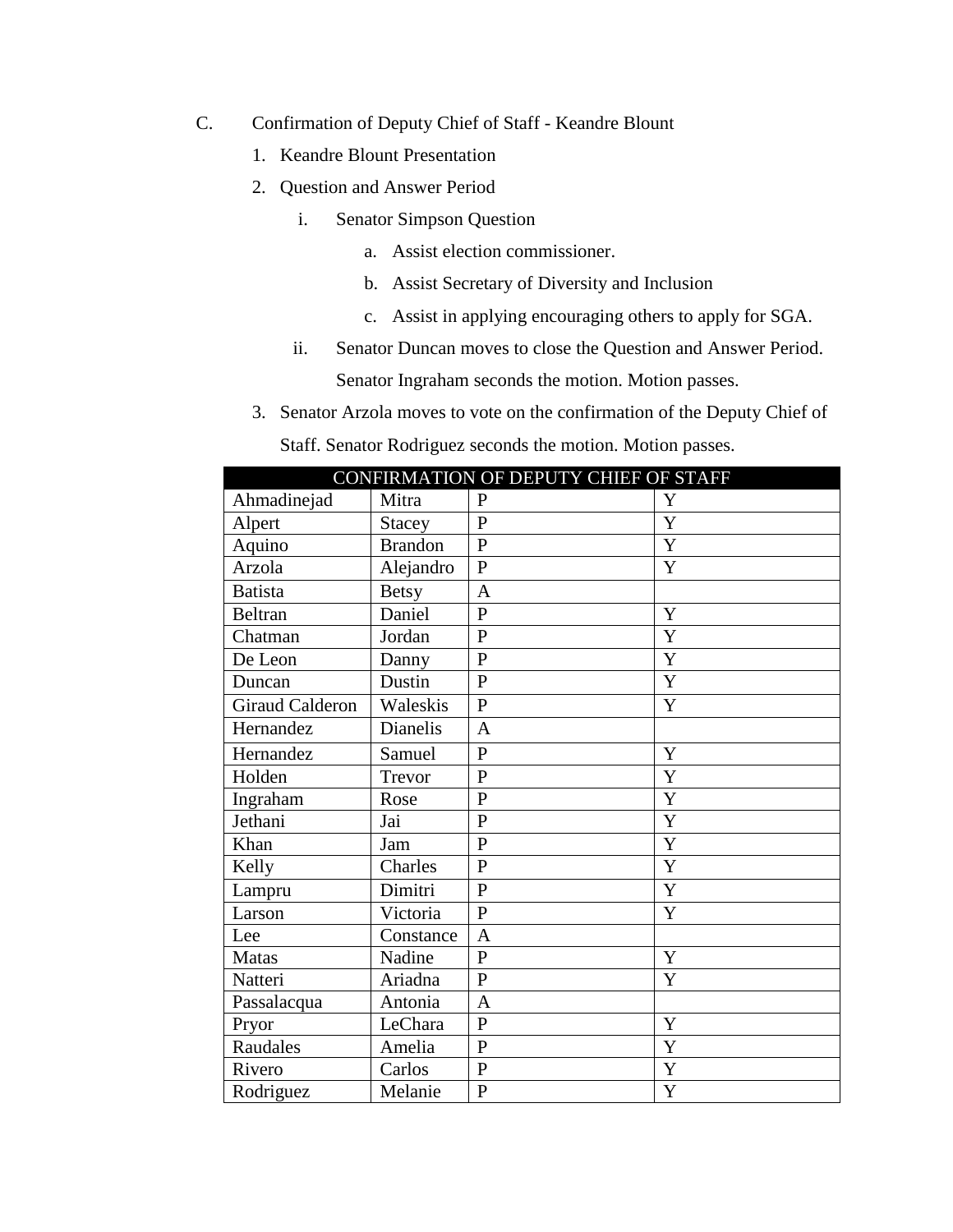C. Confirmation of Deputy Chief of Staff - Keandre Blount

1. Keandre Blount Presentation
2. Question and Answer Period
    i. Senator Simpson Question
        a. Assist election commissioner.
        b. Assist Secretary of Diversity and Inclusion
        c. Assist in applying encouraging others to apply for SGA.
    ii. Senator Duncan moves to close the Question and Answer Period. Senator Ingraham seconds the motion. Motion passes.
3. Senator Arzola moves to vote on the confirmation of the Deputy Chief of Staff. Senator Rodriguez seconds the motion. Motion passes.

| CONFIRMATION OF DEPUTY CHIEF OF STAFF | | | |
|---|---|---|---|
| Ahmadinejad | Mitra | P | Y |
| Alpert | Stacey | P | Y |
| Aquino | Brandon | P | Y |
| Arzola | Alejandro | P | Y |
| Batista | Betsy | A | |
| Beltran | Daniel | P | Y |
| Chatman | Jordan | P | Y |
| De Leon | Danny | P | Y |
| Duncan | Dustin | P | Y |
| Giraud Calderon | Waleskis | P | Y |
| Hernandez | Dianelis | A | |
| Hernandez | Samuel | P | Y |
| Holden | Trevor | P | Y |
| Ingraham | Rose | P | Y |
| Jethani | Jai | P | Y |
| Khan | Jam | P | Y |
| Kelly | Charles | P | Y |
| Lampru | Dimitri | P | Y |
| Larson | Victoria | P | Y |
| Lee | Constance | A | |
| Matas | Nadine | P | Y |
| Natteri | Ariadna | P | Y |
| Passalacqua | Antonia | A | |
| Pryor | LeChara | P | Y |
| Raudales | Amelia | P | Y |
| Rivero | Carlos | P | Y |
| Rodriguez | Melanie | P | Y |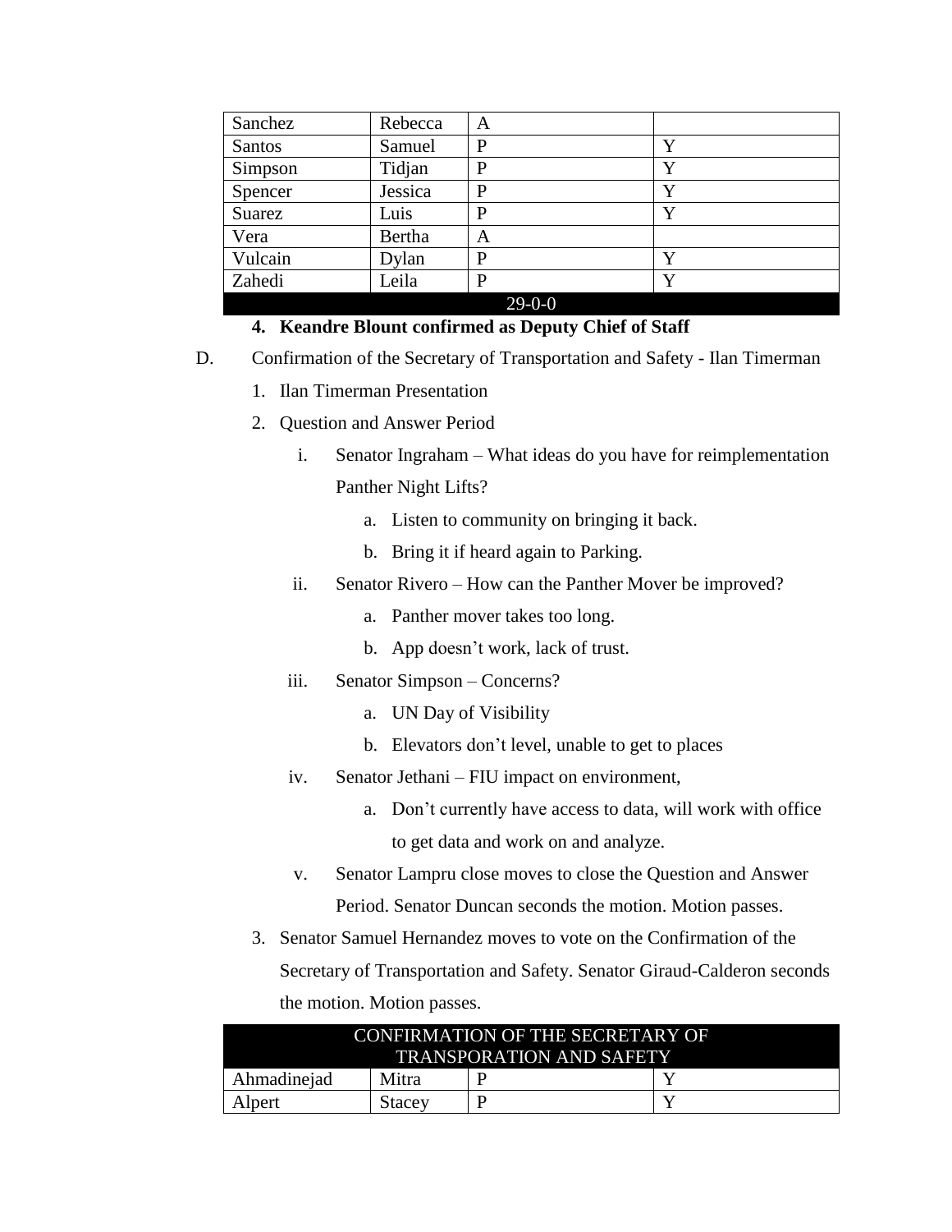| Sanchez | Rebecca | A | |
|---|---|---|---|
| Santos | Samuel | P | Y |
| Simpson | Tidjan | P | Y |
| Spencer | Jessica | P | Y |
| Suarez | Luis | P | Y |
| Vera | Bertha | A | |
| Vulcain | Dylan | P | Y |
| Zahedi | Leila | P | Y |
| 29-0-0 | | | |

4. **Keandre Blount confirmed as Deputy Chief of Staff**

D. Confirmation of the Secretary of Transportation and Safety - Ilan Timerman

1. Ilan Timerman Presentation
2. Question and Answer Period
   i. Senator Ingraham – What ideas do you have for reimplementation Panther Night Lifts?
      a. Listen to community on bringing it back.
      b. Bring it if heard again to Parking.
   ii. Senator Rivero – How can the Panther Mover be improved?
      a. Panther mover takes too long.
      b. App doesn't work, lack of trust.
   iii. Senator Simpson – Concerns?
      a. UN Day of Visibility
      b. Elevators don't level, unable to get to places
   iv. Senator Jethani – FIU impact on environment,
      a. Don't currently have access to data, will work with office to get data and work on and analyze.
   v. Senator Lampru close moves to close the Question and Answer Period. Senator Duncan seconds the motion. Motion passes.
3. Senator Samuel Hernandez moves to vote on the Confirmation of the Secretary of Transportation and Safety. Senator Giraud-Calderon seconds the motion. Motion passes.

| CONFIRMATION OF THE SECRETARY OF TRANSPORATION AND SAFETY | | | |
|---|---|---|---|
| Ahmadinejad | Mitra | P | Y |
| Alpert | Stacey | P | Y |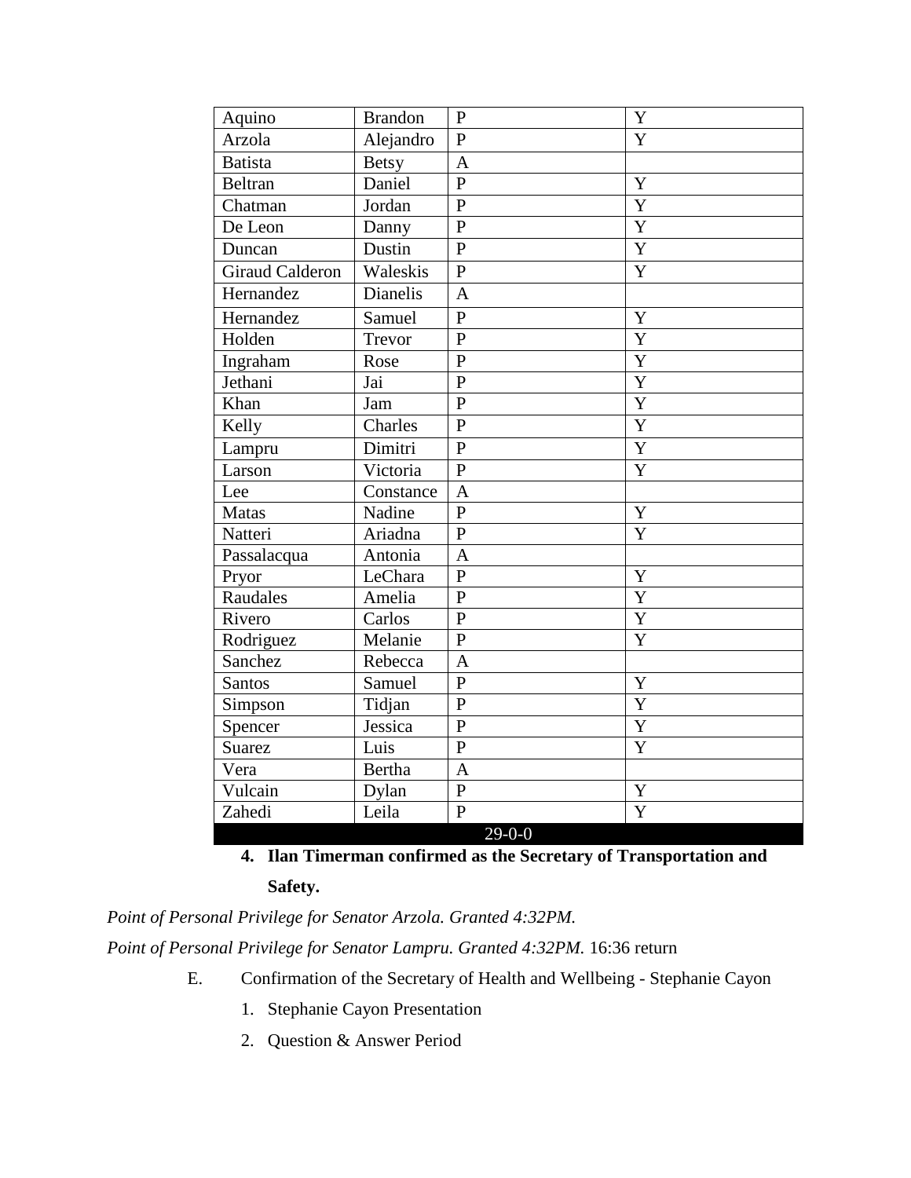| Aquino | Brandon | P | Y |
|---|---|---|---|
| Arzola | Alejandro | P | Y |
| Batista | Betsy | A | |
| Beltran | Daniel | P | Y |
| Chatman | Jordan | P | Y |
| De Leon | Danny | P | Y |
| Duncan | Dustin | P | Y |
| Giraud Calderon | Waleskis | P | Y |
| Hernandez | Dianelis | A | |
| Hernandez | Samuel | P | Y |
| Holden | Trevor | P | Y |
| Ingraham | Rose | P | Y |
| Jethani | Jai | P | Y |
| Khan | Jam | P | Y |
| Kelly | Charles | P | Y |
| Lampru | Dimitri | P | Y |
| Larson | Victoria | P | Y |
| Lee | Constance | A | |
| Matas | Nadine | P | Y |
| Natteri | Ariadna | P | Y |
| Passalacqua | Antonia | A | |
| Pryor | LeChara | P | Y |
| Raudales | Amelia | P | Y |
| Rivero | Carlos | P | Y |
| Rodriguez | Melanie | P | Y |
| Sanchez | Rebecca | A | |
| Santos | Samuel | P | Y |
| Simpson | Tidjan | P | Y |
| Spencer | Jessica | P | Y |
| Suarez | Luis | P | Y |
| Vera | Bertha | A | |
| Vulcain | Dylan | P | Y |
| Zahedi | Leila | P | Y |
| 29-0-0 | | | |

4. **Ilan Timerman confirmed as the Secretary of Transportation and Safety.**

*Point of Personal Privilege for Senator Arzola. Granted 4:32PM.*

*Point of Personal Privilege for Senator Lampru. Granted 4:32PM.* 16:36 return

E. Confirmation of the Secretary of Health and Wellbeing - Stephanie Cayon

1. Stephanie Cayon Presentation
2. Question & Answer Period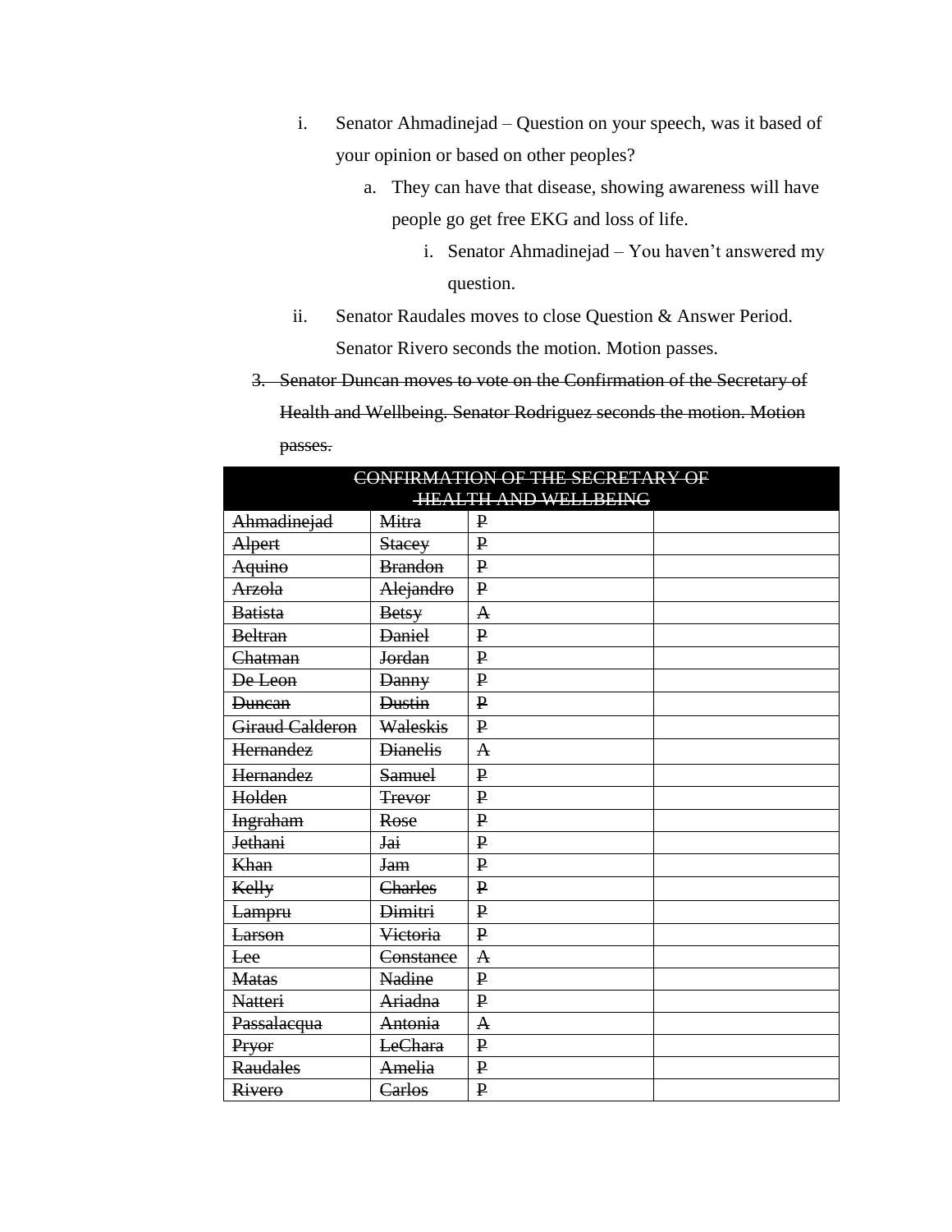i. Senator Ahmadinejad – Question on your speech, was it based of your opinion or based on other peoples?

   a. They can have that disease, showing awareness will have people go get free EKG and loss of life.

      i. Senator Ahmadinejad – You haven't answered my question.

ii. Senator Raudales moves to close Question & Answer Period. Senator Rivero seconds the motion. Motion passes.

3. ~~Senator Duncan moves to vote on the Confirmation of the Secretary of Health and Wellbeing. Senator Rodriguez seconds the motion. Motion passes.~~

| ~~CONFIRMATION OF THE SECRETARY OF HEALTH AND WELLBEING~~ | | | |
|---|---|---|---|
| ~~Ahmadinejad~~ | ~~Mitra~~ | ~~P~~ | |
| ~~Alpert~~ | ~~Stacey~~ | ~~P~~ | |
| ~~Aquino~~ | ~~Brandon~~ | ~~P~~ | |
| ~~Arzola~~ | ~~Alejandro~~ | ~~P~~ | |
| ~~Batista~~ | ~~Betsy~~ | ~~A~~ | |
| ~~Beltran~~ | ~~Daniel~~ | ~~P~~ | |
| ~~Chatman~~ | ~~Jordan~~ | ~~P~~ | |
| ~~De Leon~~ | ~~Danny~~ | ~~P~~ | |
| ~~Duncan~~ | ~~Dustin~~ | ~~P~~ | |
| ~~Giraud Calderon~~ | ~~Waleskis~~ | ~~P~~ | |
| ~~Hernandez~~ | ~~Dianelis~~ | ~~A~~ | |
| ~~Hernandez~~ | ~~Samuel~~ | ~~P~~ | |
| ~~Holden~~ | ~~Trevor~~ | ~~P~~ | |
| ~~Ingraham~~ | ~~Rose~~ | ~~P~~ | |
| ~~Jethani~~ | ~~Jai~~ | ~~P~~ | |
| ~~Khan~~ | ~~Jam~~ | ~~P~~ | |
| ~~Kelly~~ | ~~Charles~~ | ~~P~~ | |
| ~~Lampru~~ | ~~Dimitri~~ | ~~P~~ | |
| ~~Larson~~ | ~~Victoria~~ | ~~P~~ | |
| ~~Lee~~ | ~~Constance~~ | ~~A~~ | |
| ~~Matas~~ | ~~Nadine~~ | ~~P~~ | |
| ~~Natteri~~ | ~~Ariadna~~ | ~~P~~ | |
| ~~Passalacqua~~ | ~~Antonia~~ | ~~A~~ | |
| ~~Pryor~~ | ~~LeChara~~ | ~~P~~ | |
| ~~Raudales~~ | ~~Amelia~~ | ~~P~~ | |
| ~~Rivero~~ | ~~Carlos~~ | ~~P~~ | |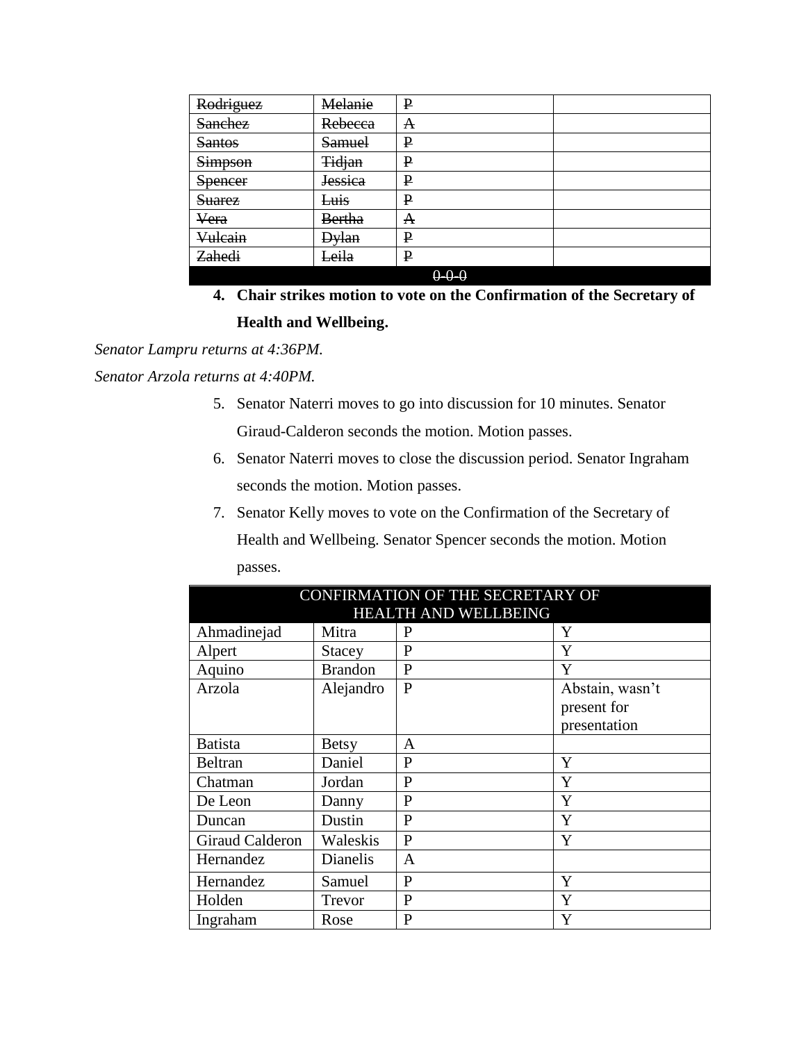| ~~Rodriguez~~ | ~~Melanie~~ | ~~P~~ | |
|---|---|---|---|
| ~~Sanchez~~ | ~~Rebecca~~ | ~~A~~ | |
| ~~Santos~~ | ~~Samuel~~ | ~~P~~ | |
| ~~Simpson~~ | ~~Tidjan~~ | ~~P~~ | |
| ~~Spencer~~ | ~~Jessica~~ | ~~P~~ | |
| ~~Suarez~~ | ~~Luis~~ | ~~P~~ | |
| ~~Vera~~ | ~~Bertha~~ | ~~A~~ | |
| ~~Vulcain~~ | ~~Dylan~~ | ~~P~~ | |
| ~~Zahedi~~ | ~~Leila~~ | ~~P~~ | |
| ~~0-0-0~~ | | | |

4. **Chair strikes motion to vote on the Confirmation of the Secretary of Health and Wellbeing.**

*Senator Lampru returns at 4:36PM.*

*Senator Arzola returns at 4:40PM.*

5. Senator Naterri moves to go into discussion for 10 minutes. Senator Giraud-Calderon seconds the motion. Motion passes.
6. Senator Naterri moves to close the discussion period. Senator Ingraham seconds the motion. Motion passes.
7. Senator Kelly moves to vote on the Confirmation of the Secretary of Health and Wellbeing. Senator Spencer seconds the motion. Motion passes.

| CONFIRMATION OF THE SECRETARY OF HEALTH AND WELLBEING | | | |
|---|---|---|---|
| Ahmadinejad | Mitra | P | Y |
| Alpert | Stacey | P | Y |
| Aquino | Brandon | P | Y |
| Arzola | Alejandro | P | Abstain, wasn't present for presentation |
| Batista | Betsy | A | |
| Beltran | Daniel | P | Y |
| Chatman | Jordan | P | Y |
| De Leon | Danny | P | Y |
| Duncan | Dustin | P | Y |
| Giraud Calderon | Waleskis | P | Y |
| Hernandez | Dianelis | A | |
| Hernandez | Samuel | P | Y |
| Holden | Trevor | P | Y |
| Ingraham | Rose | P | Y |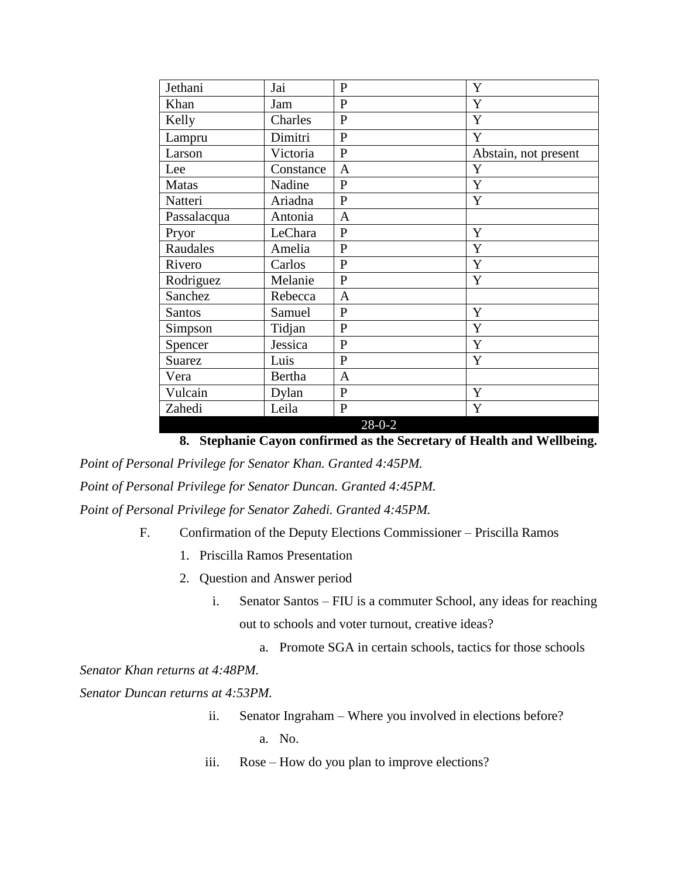| | | | |
|---|---|---|---|
| Jethani | Jai | P | Y |
| Khan | Jam | P | Y |
| Kelly | Charles | P | Y |
| Lampru | Dimitri | P | Y |
| Larson | Victoria | P | Abstain, not present |
| Lee | Constance | A | Y |
| Matas | Nadine | P | Y |
| Natteri | Ariadna | P | Y |
| Passalacqua | Antonia | A | |
| Pryor | LeChara | P | Y |
| Raudales | Amelia | P | Y |
| Rivero | Carlos | P | Y |
| Rodriguez | Melanie | P | Y |
| Sanchez | Rebecca | A | |
| Santos | Samuel | P | Y |
| Simpson | Tidjan | P | Y |
| Spencer | Jessica | P | Y |
| Suarez | Luis | P | Y |
| Vera | Bertha | A | |
| Vulcain | Dylan | P | Y |
| Zahedi | Leila | P | Y |
| 28-0-2 | | | |

8. **Stephanie Cayon confirmed as the Secretary of Health and Wellbeing.**

*Point of Personal Privilege for Senator Khan. Granted 4:45PM.*

*Point of Personal Privilege for Senator Duncan. Granted 4:45PM.*

*Point of Personal Privilege for Senator Zahedi. Granted 4:45PM.*

F. Confirmation of the Deputy Elections Commissioner – Priscilla Ramos

1. Priscilla Ramos Presentation
2. Question and Answer period
   - i. Senator Santos – FIU is a commuter School, any ideas for reaching out to schools and voter turnout, creative ideas?
     - a. Promote SGA in certain schools, tactics for those schools

*Senator Khan returns at 4:48PM.*

*Senator Duncan returns at 4:53PM.*

   - ii. Senator Ingraham – Where you involved in elections before?
     - a. No.
   - iii. Rose – How do you plan to improve elections?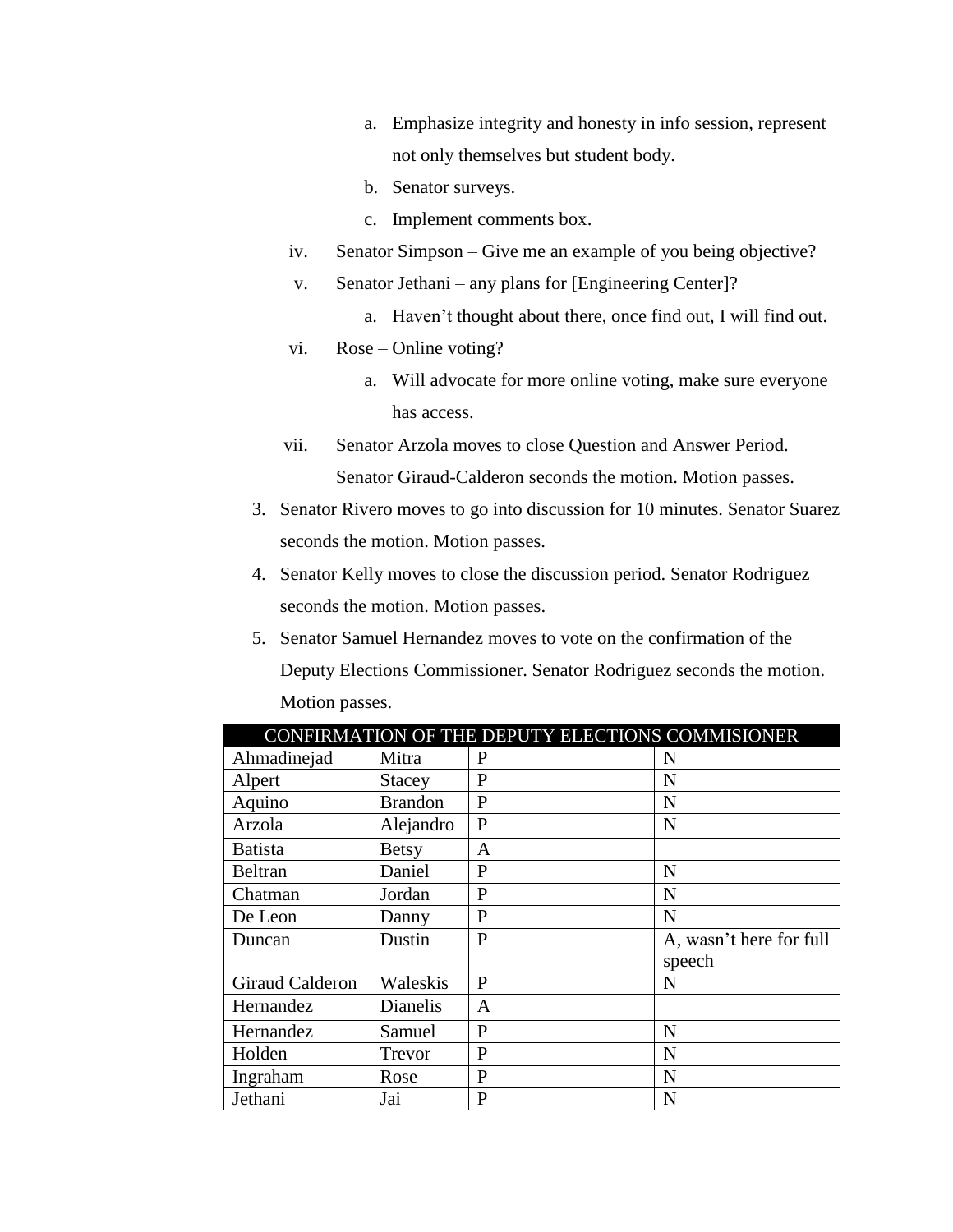a. Emphasize integrity and honesty in info session, represent not only themselves but student body.

b. Senator surveys.

c. Implement comments box.

iv. Senator Simpson – Give me an example of you being objective?

v. Senator Jethani – any plans for [Engineering Center]?

a. Haven't thought about there, once find out, I will find out.

vi. Rose – Online voting?

a. Will advocate for more online voting, make sure everyone has access.

vii. Senator Arzola moves to close Question and Answer Period. Senator Giraud-Calderon seconds the motion. Motion passes.

3. Senator Rivero moves to go into discussion for 10 minutes. Senator Suarez seconds the motion. Motion passes.
4. Senator Kelly moves to close the discussion period. Senator Rodriguez seconds the motion. Motion passes.
5. Senator Samuel Hernandez moves to vote on the confirmation of the Deputy Elections Commissioner. Senator Rodriguez seconds the motion. Motion passes.

| CONFIRMATION OF THE DEPUTY ELECTIONS COMMISIONER | | | |
|---|---|---|---|
| Ahmadinejad | Mitra | P | N |
| Alpert | Stacey | P | N |
| Aquino | Brandon | P | N |
| Arzola | Alejandro | P | N |
| Batista | Betsy | A | |
| Beltran | Daniel | P | N |
| Chatman | Jordan | P | N |
| De Leon | Danny | P | N |
| Duncan | Dustin | P | A, wasn't here for full speech |
| Giraud Calderon | Waleskis | P | N |
| Hernandez | Dianelis | A | |
| Hernandez | Samuel | P | N |
| Holden | Trevor | P | N |
| Ingraham | Rose | P | N |
| Jethani | Jai | P | N |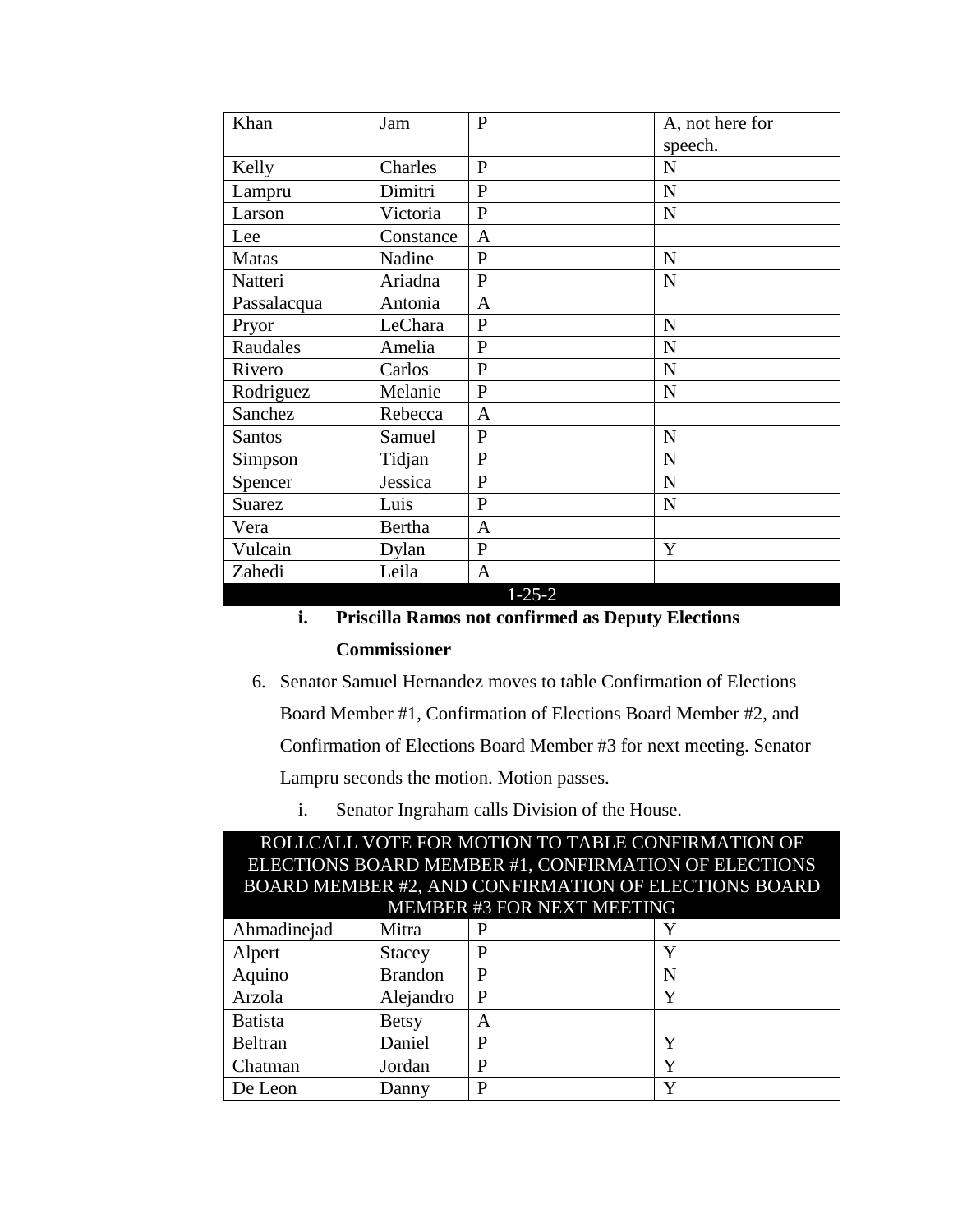| | | | |
|---|---|---|---|
| Khan | Jam | P | A, not here for speech. |
| Kelly | Charles | P | N |
| Lampru | Dimitri | P | N |
| Larson | Victoria | P | N |
| Lee | Constance | A | |
| Matas | Nadine | P | N |
| Natteri | Ariadna | P | N |
| Passalacqua | Antonia | A | |
| Pryor | LeChara | P | N |
| Raudales | Amelia | P | N |
| Rivero | Carlos | P | N |
| Rodriguez | Melanie | P | N |
| Sanchez | Rebecca | A | |
| Santos | Samuel | P | N |
| Simpson | Tidjan | P | N |
| Spencer | Jessica | P | N |
| Suarez | Luis | P | N |
| Vera | Bertha | A | |
| Vulcain | Dylan | P | Y |
| Zahedi | Leila | A | |
| 1-25-2 | | | |

i. **Priscilla Ramos not confirmed as Deputy Elections Commissioner**

6. Senator Samuel Hernandez moves to table Confirmation of Elections Board Member #1, Confirmation of Elections Board Member #2, and Confirmation of Elections Board Member #3 for next meeting. Senator Lampru seconds the motion. Motion passes.
    i. Senator Ingraham calls Division of the House.

| ROLLCALL VOTE FOR MOTION TO TABLE CONFIRMATION OF ELECTIONS BOARD MEMBER #1, CONFIRMATION OF ELECTIONS BOARD MEMBER #2, AND CONFIRMATION OF ELECTIONS BOARD MEMBER #3 FOR NEXT MEETING | | | |
|---|---|---|---|
| Ahmadinejad | Mitra | P | Y |
| Alpert | Stacey | P | Y |
| Aquino | Brandon | P | N |
| Arzola | Alejandro | P | Y |
| Batista | Betsy | A | |
| Beltran | Daniel | P | Y |
| Chatman | Jordan | P | Y |
| De Leon | Danny | P | Y |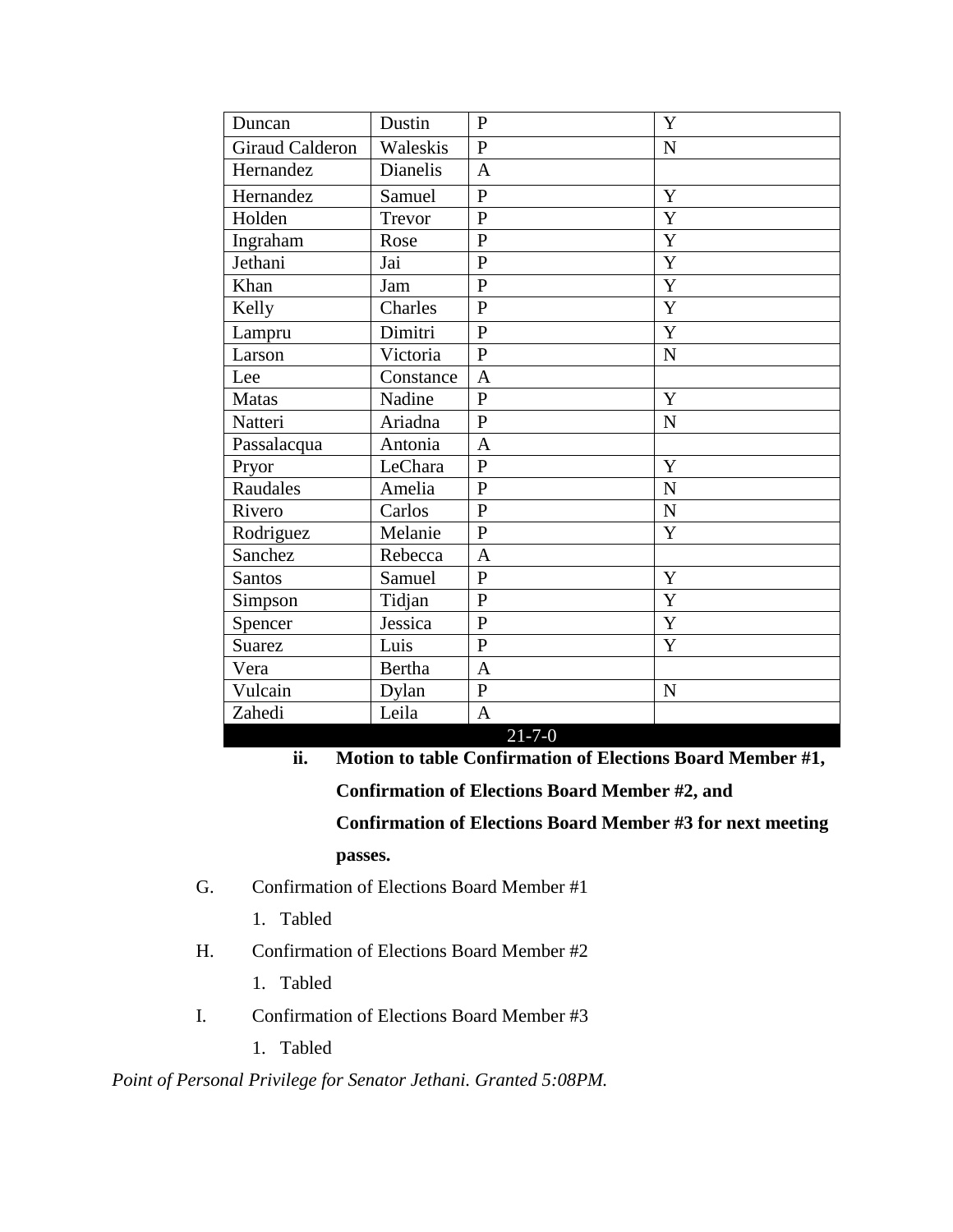| Duncan | Dustin | P | Y |
|---|---|---|---|
| Giraud Calderon | Waleskis | P | N |
| Hernandez | Dianelis | A | |
| Hernandez | Samuel | P | Y |
| Holden | Trevor | P | Y |
| Ingraham | Rose | P | Y |
| Jethani | Jai | P | Y |
| Khan | Jam | P | Y |
| Kelly | Charles | P | Y |
| Lampru | Dimitri | P | Y |
| Larson | Victoria | P | N |
| Lee | Constance | A | |
| Matas | Nadine | P | Y |
| Natteri | Ariadna | P | N |
| Passalacqua | Antonia | A | |
| Pryor | LeChara | P | Y |
| Raudales | Amelia | P | N |
| Rivero | Carlos | P | N |
| Rodriguez | Melanie | P | Y |
| Sanchez | Rebecca | A | |
| Santos | Samuel | P | Y |
| Simpson | Tidjan | P | Y |
| Spencer | Jessica | P | Y |
| Suarez | Luis | P | Y |
| Vera | Bertha | A | |
| Vulcain | Dylan | P | N |
| Zahedi | Leila | A | |
| 21-7-0 | | | |

ii. **Motion to table Confirmation of Elections Board Member #1, Confirmation of Elections Board Member #2, and Confirmation of Elections Board Member #3 for next meeting passes.**

G. Confirmation of Elections Board Member #1

1. Tabled

H. Confirmation of Elections Board Member #2

1. Tabled

I. Confirmation of Elections Board Member #3

1. Tabled

*Point of Personal Privilege for Senator Jethani. Granted 5:08PM.*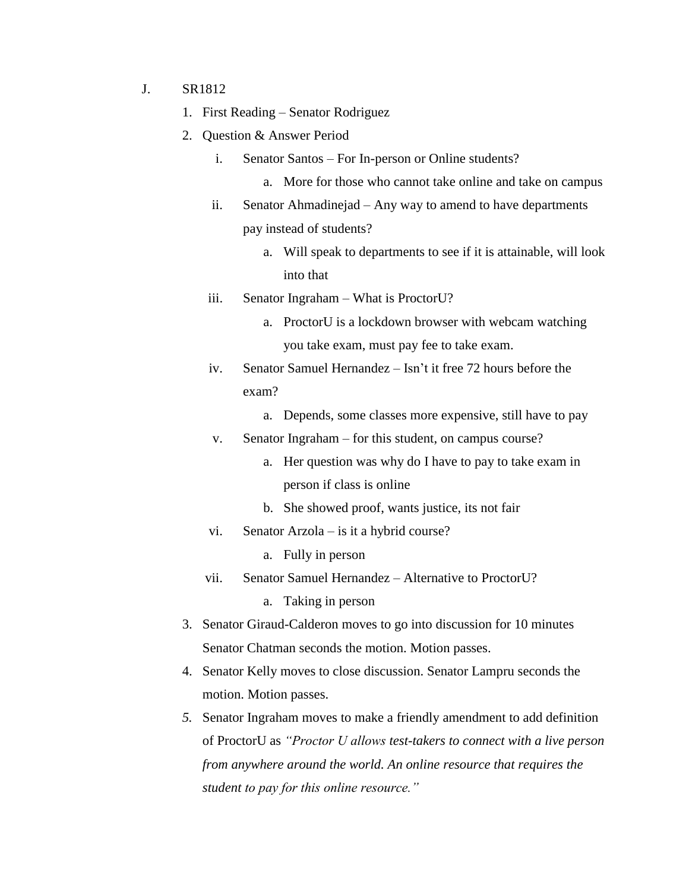J. SR1812

1. First Reading – Senator Rodriguez
2. Question & Answer Period
   - i. Senator Santos – For In-person or Online students?
     - a. More for those who cannot take online and take on campus
   - ii. Senator Ahmadinejad – Any way to amend to have departments pay instead of students?
     - a. Will speak to departments to see if it is attainable, will look into that
   - iii. Senator Ingraham – What is ProctorU?
     - a. ProctorU is a lockdown browser with webcam watching you take exam, must pay fee to take exam.
   - iv. Senator Samuel Hernandez – Isn't it free 72 hours before the exam?
     - a. Depends, some classes more expensive, still have to pay
   - v. Senator Ingraham – for this student, on campus course?
     - a. Her question was why do I have to pay to take exam in person if class is online
     - b. She showed proof, wants justice, its not fair
   - vi. Senator Arzola – is it a hybrid course?
     - a. Fully in person
   - vii. Senator Samuel Hernandez – Alternative to ProctorU?
     - a. Taking in person
3. Senator Giraud-Calderon moves to go into discussion for 10 minutes Senator Chatman seconds the motion. Motion passes.
4. Senator Kelly moves to close discussion. Senator Lampru seconds the motion. Motion passes.
5. Senator Ingraham moves to make a friendly amendment to add definition of ProctorU as *"Proctor U allows test-takers to connect with a live person from anywhere around the world. An online resource that requires the student to pay for this online resource."*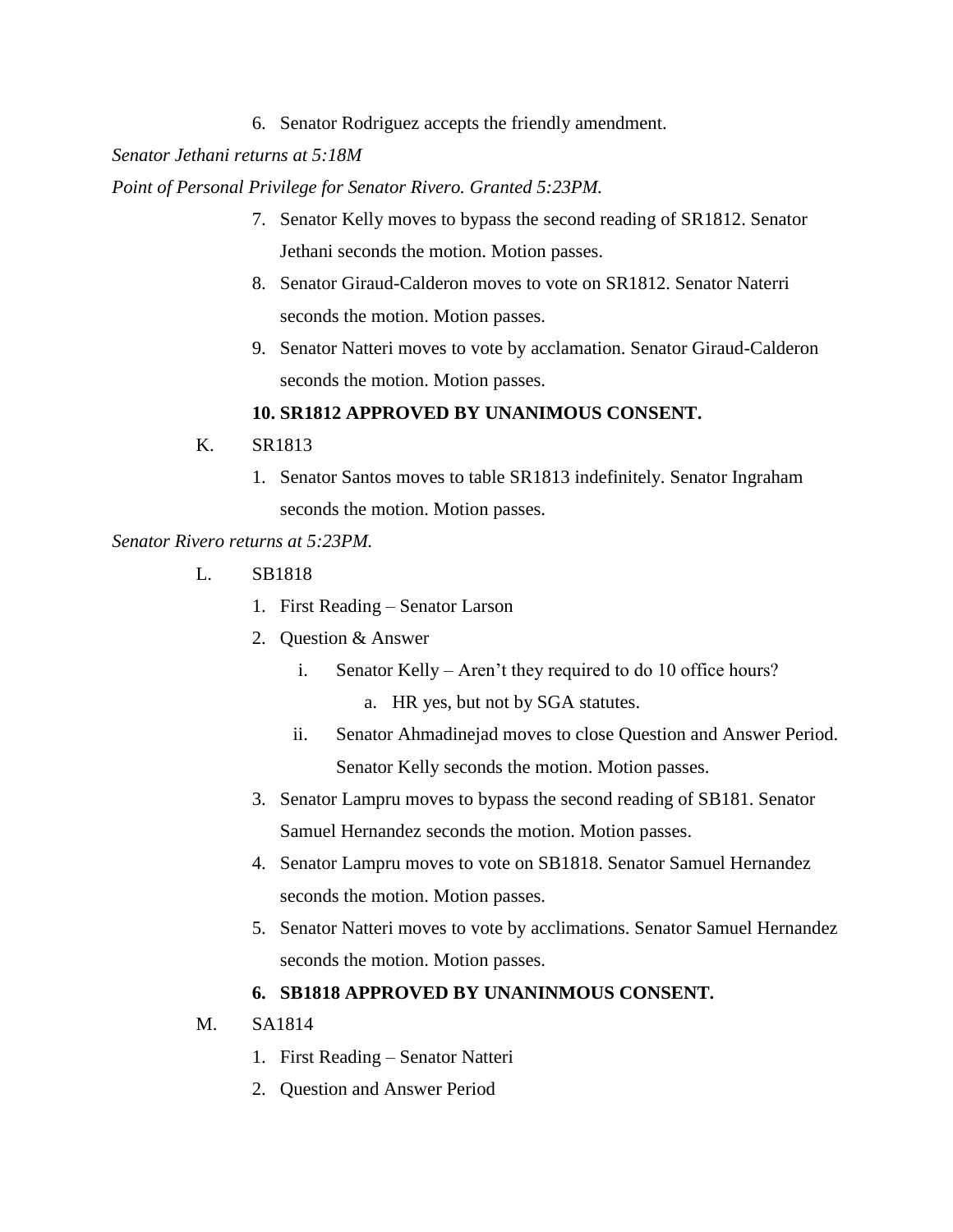6. Senator Rodriguez accepts the friendly amendment.

*Senator Jethani returns at 5:18M*

*Point of Personal Privilege for Senator Rivero. Granted 5:23PM.*

7. Senator Kelly moves to bypass the second reading of SR1812. Senator Jethani seconds the motion. Motion passes.
8. Senator Giraud-Calderon moves to vote on SR1812. Senator Naterri seconds the motion. Motion passes.
9. Senator Natteri moves to vote by acclamation. Senator Giraud-Calderon seconds the motion. Motion passes.
10. **SR1812 APPROVED BY UNANIMOUS CONSENT.**

K. SR1813

1. Senator Santos moves to table SR1813 indefinitely. Senator Ingraham seconds the motion. Motion passes.

*Senator Rivero returns at 5:23PM.*

L. SB1818

1. First Reading – Senator Larson
2. Question & Answer
   i. Senator Kelly – Aren't they required to do 10 office hours?
      a. HR yes, but not by SGA statutes.
   ii. Senator Ahmadinejad moves to close Question and Answer Period. Senator Kelly seconds the motion. Motion passes.
3. Senator Lampru moves to bypass the second reading of SB181. Senator Samuel Hernandez seconds the motion. Motion passes.
4. Senator Lampru moves to vote on SB1818. Senator Samuel Hernandez seconds the motion. Motion passes.
5. Senator Natteri moves to vote by acclimations. Senator Samuel Hernandez seconds the motion. Motion passes.
6. **SB1818 APPROVED BY UNANINMOUS CONSENT.**

M. SA1814

1. First Reading – Senator Natteri
2. Question and Answer Period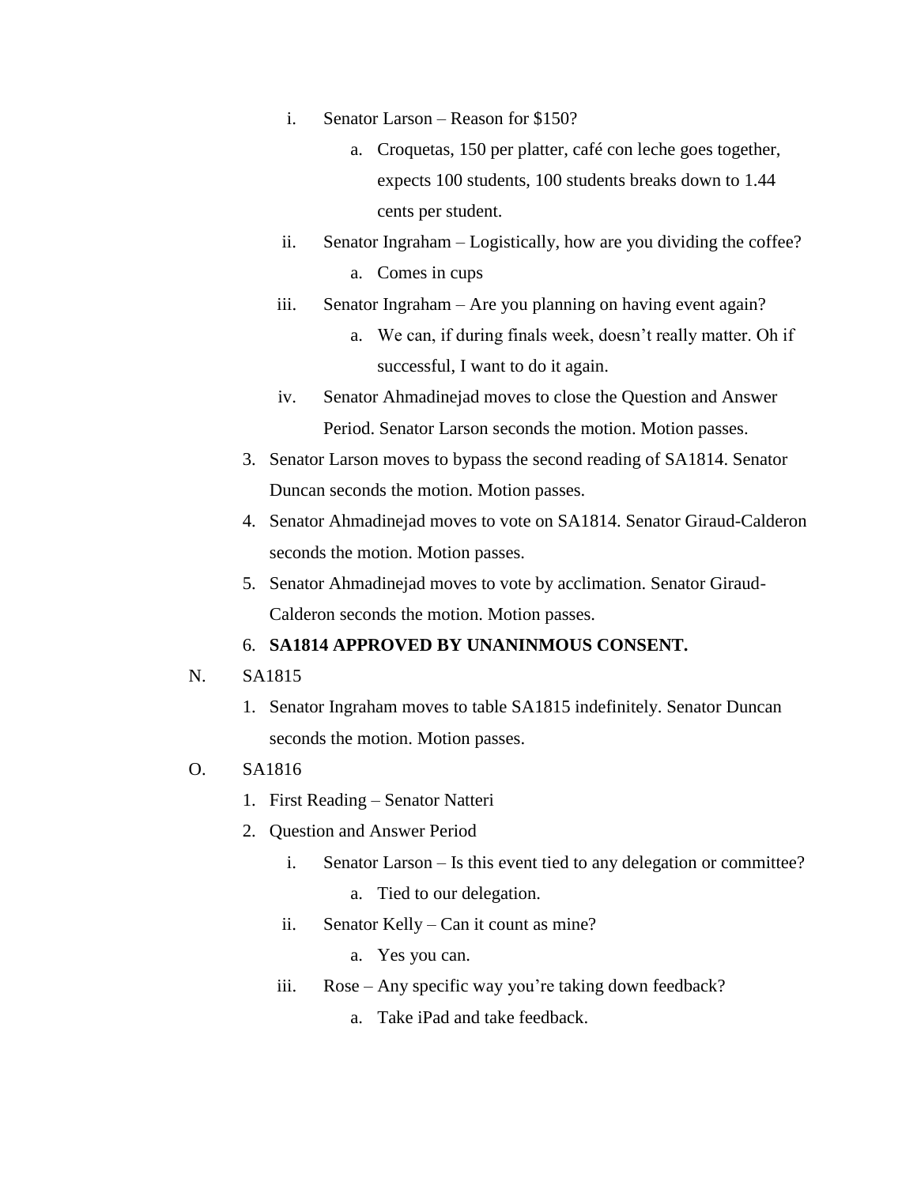i. Senator Larson – Reason for $150?

   a. Croquetas, 150 per platter, café con leche goes together, expects 100 students, 100 students breaks down to 1.44 cents per student.

ii. Senator Ingraham – Logistically, how are you dividing the coffee?

   a. Comes in cups

iii. Senator Ingraham – Are you planning on having event again?

   a. We can, if during finals week, doesn't really matter. Oh if successful, I want to do it again.

iv. Senator Ahmadinejad moves to close the Question and Answer Period. Senator Larson seconds the motion. Motion passes.

3. Senator Larson moves to bypass the second reading of SA1814. Senator Duncan seconds the motion. Motion passes.
4. Senator Ahmadinejad moves to vote on SA1814. Senator Giraud-Calderon seconds the motion. Motion passes.
5. Senator Ahmadinejad moves to vote by acclimation. Senator Giraud-Calderon seconds the motion. Motion passes.
6. **SA1814 APPROVED BY UNANINMOUS CONSENT.**

N. SA1815

1. Senator Ingraham moves to table SA1815 indefinitely. Senator Duncan seconds the motion. Motion passes.

O. SA1816

1. First Reading – Senator Natteri
2. Question and Answer Period

   i. Senator Larson – Is this event tied to any delegation or committee?

      a. Tied to our delegation.

   ii. Senator Kelly – Can it count as mine?

      a. Yes you can.

   iii. Rose – Any specific way you're taking down feedback?

      a. Take iPad and take feedback.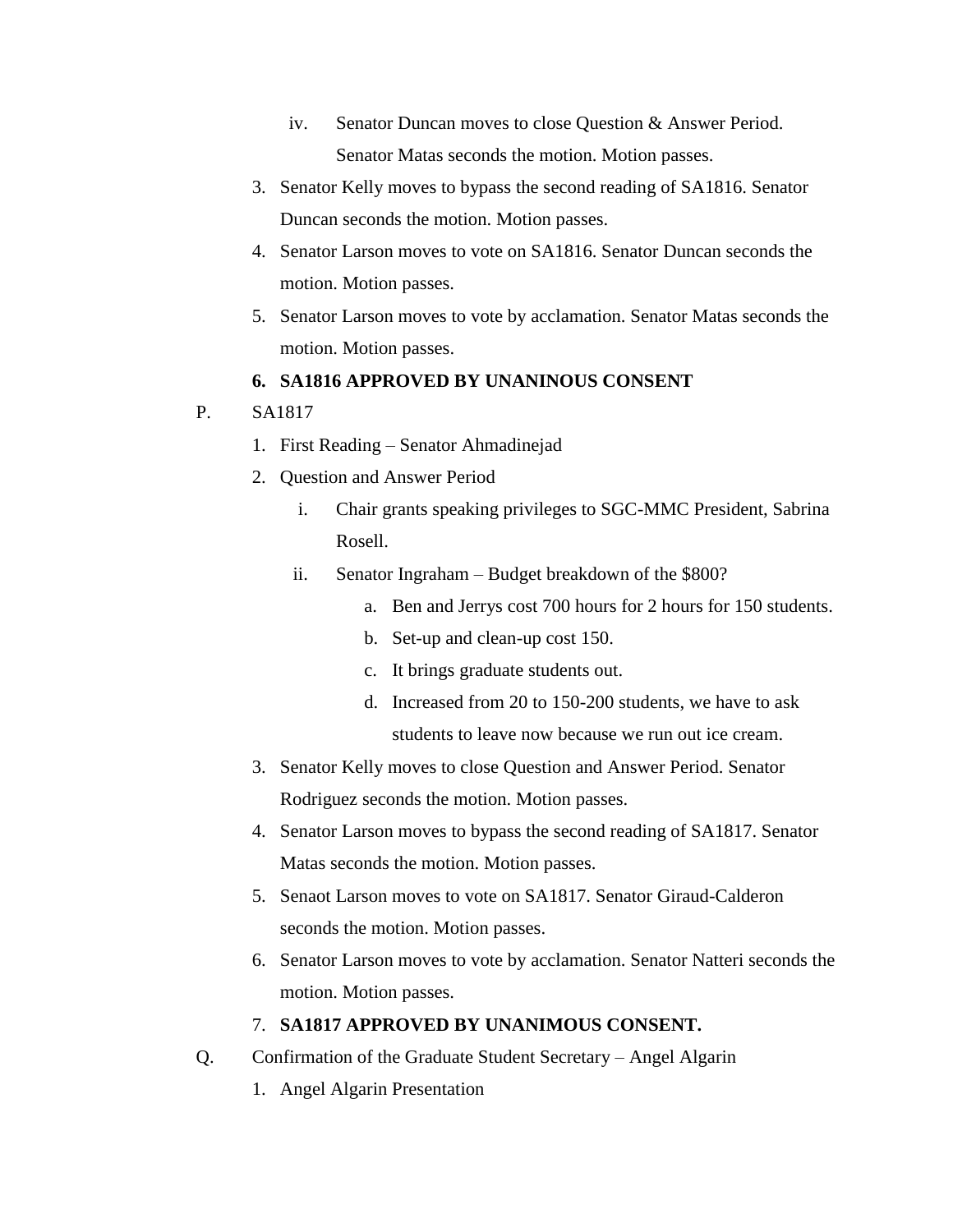iv. Senator Duncan moves to close Question & Answer Period. Senator Matas seconds the motion. Motion passes.

3. Senator Kelly moves to bypass the second reading of SA1816. Senator Duncan seconds the motion. Motion passes.
4. Senator Larson moves to vote on SA1816. Senator Duncan seconds the motion. Motion passes.
5. Senator Larson moves to vote by acclamation. Senator Matas seconds the motion. Motion passes.
6. **SA1816 APPROVED BY UNANINOUS CONSENT**

P. SA1817

1. First Reading – Senator Ahmadinejad
2. Question and Answer Period
   - i. Chair grants speaking privileges to SGC-MMC President, Sabrina Rosell.
   - ii. Senator Ingraham – Budget breakdown of the $800?
     - a. Ben and Jerrys cost 700 hours for 2 hours for 150 students.
     - b. Set-up and clean-up cost 150.
     - c. It brings graduate students out.
     - d. Increased from 20 to 150-200 students, we have to ask students to leave now because we run out ice cream.
3. Senator Kelly moves to close Question and Answer Period. Senator Rodriguez seconds the motion. Motion passes.
4. Senator Larson moves to bypass the second reading of SA1817. Senator Matas seconds the motion. Motion passes.
5. Senaot Larson moves to vote on SA1817. Senator Giraud-Calderon seconds the motion. Motion passes.
6. Senator Larson moves to vote by acclamation. Senator Natteri seconds the motion. Motion passes.
7. **SA1817 APPROVED BY UNANIMOUS CONSENT.**

Q. Confirmation of the Graduate Student Secretary – Angel Algarin

1. Angel Algarin Presentation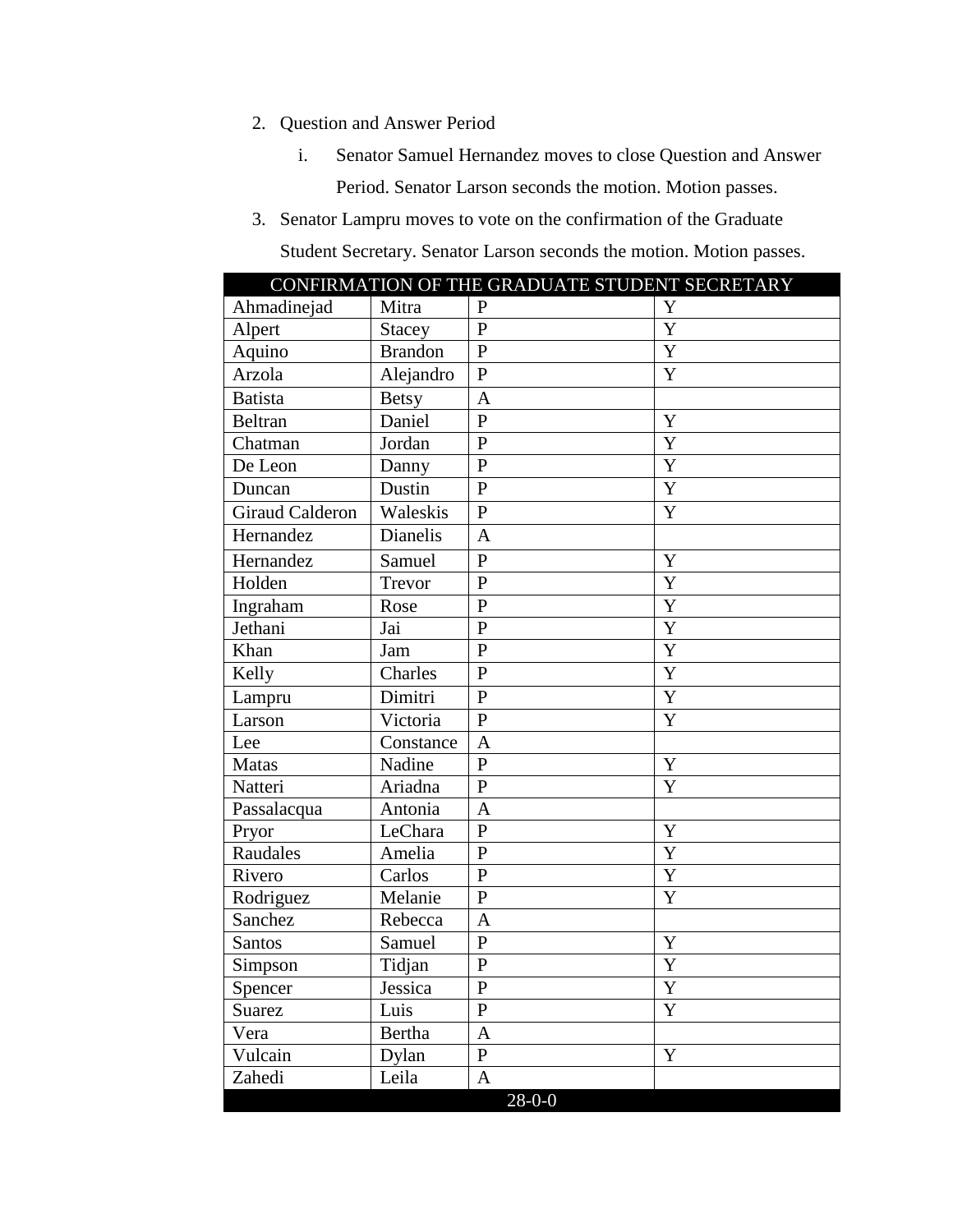2. Question and Answer Period
    i. Senator Samuel Hernandez moves to close Question and Answer Period. Senator Larson seconds the motion. Motion passes.
3. Senator Lampru moves to vote on the confirmation of the Graduate Student Secretary. Senator Larson seconds the motion. Motion passes.

| CONFIRMATION OF THE GRADUATE STUDENT SECRETARY | | | |
|---|---|---|---|
| Ahmadinejad | Mitra | P | Y |
| Alpert | Stacey | P | Y |
| Aquino | Brandon | P | Y |
| Arzola | Alejandro | P | Y |
| Batista | Betsy | A | |
| Beltran | Daniel | P | Y |
| Chatman | Jordan | P | Y |
| De Leon | Danny | P | Y |
| Duncan | Dustin | P | Y |
| Giraud Calderon | Waleskis | P | Y |
| Hernandez | Dianelis | A | |
| Hernandez | Samuel | P | Y |
| Holden | Trevor | P | Y |
| Ingraham | Rose | P | Y |
| Jethani | Jai | P | Y |
| Khan | Jam | P | Y |
| Kelly | Charles | P | Y |
| Lampru | Dimitri | P | Y |
| Larson | Victoria | P | Y |
| Lee | Constance | A | |
| Matas | Nadine | P | Y |
| Natteri | Ariadna | P | Y |
| Passalacqua | Antonia | A | |
| Pryor | LeChara | P | Y |
| Raudales | Amelia | P | Y |
| Rivero | Carlos | P | Y |
| Rodriguez | Melanie | P | Y |
| Sanchez | Rebecca | A | |
| Santos | Samuel | P | Y |
| Simpson | Tidjan | P | Y |
| Spencer | Jessica | P | Y |
| Suarez | Luis | P | Y |
| Vera | Bertha | A | |
| Vulcain | Dylan | P | Y |
| Zahedi | Leila | A | |
| 28-0-0 | | | |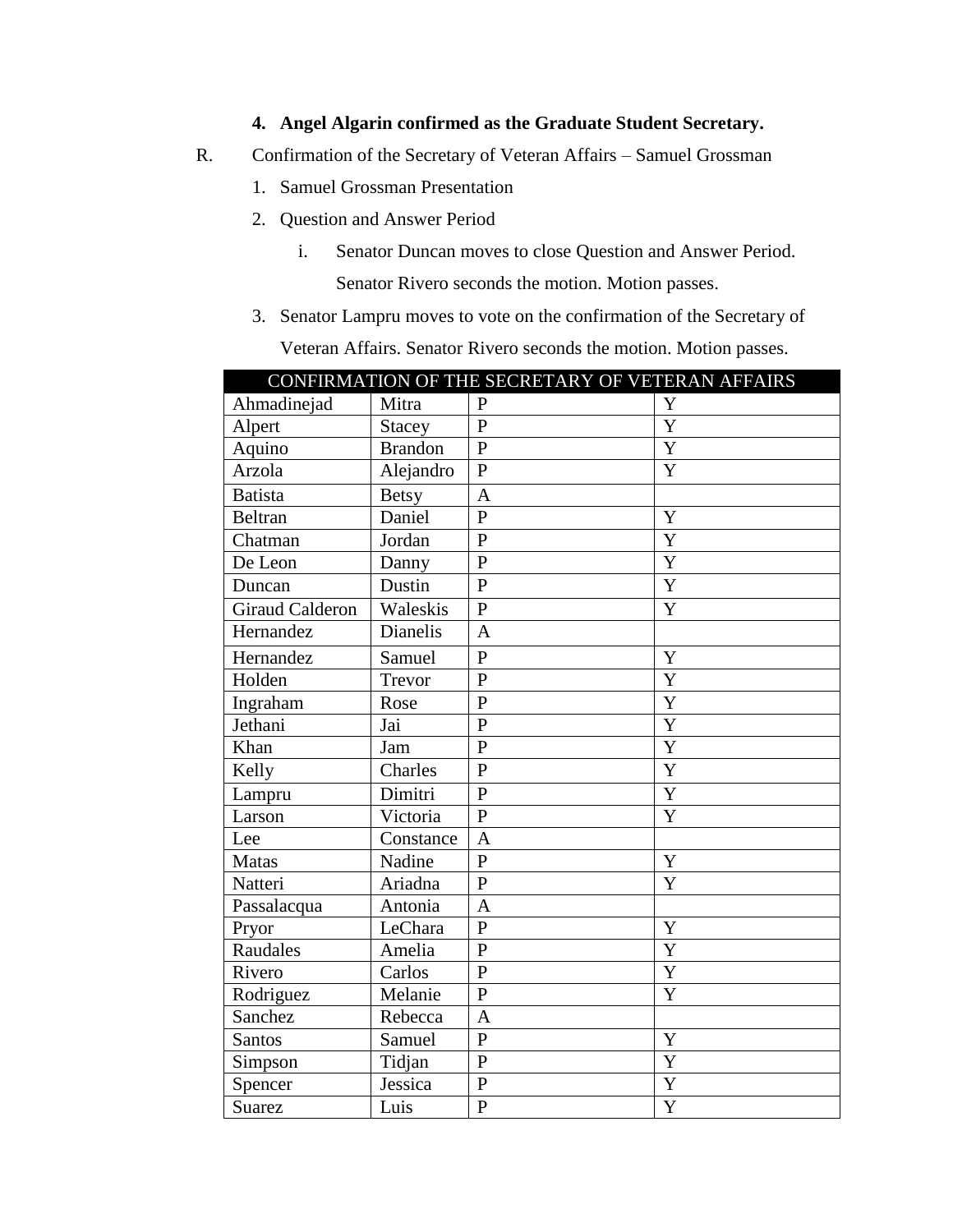4. **Angel Algarin confirmed as the Graduate Student Secretary.**

R. Confirmation of the Secretary of Veteran Affairs – Samuel Grossman

1. Samuel Grossman Presentation
2. Question and Answer Period
   i. Senator Duncan moves to close Question and Answer Period. Senator Rivero seconds the motion. Motion passes.
3. Senator Lampru moves to vote on the confirmation of the Secretary of Veteran Affairs. Senator Rivero seconds the motion. Motion passes.

| CONFIRMATION OF THE SECRETARY OF VETERAN AFFAIRS | | | |
|---|---|---|---|
| Ahmadinejad | Mitra | P | Y |
| Alpert | Stacey | P | Y |
| Aquino | Brandon | P | Y |
| Arzola | Alejandro | P | Y |
| Batista | Betsy | A | |
| Beltran | Daniel | P | Y |
| Chatman | Jordan | P | Y |
| De Leon | Danny | P | Y |
| Duncan | Dustin | P | Y |
| Giraud Calderon | Waleskis | P | Y |
| Hernandez | Dianelis | A | |
| Hernandez | Samuel | P | Y |
| Holden | Trevor | P | Y |
| Ingraham | Rose | P | Y |
| Jethani | Jai | P | Y |
| Khan | Jam | P | Y |
| Kelly | Charles | P | Y |
| Lampru | Dimitri | P | Y |
| Larson | Victoria | P | Y |
| Lee | Constance | A | |
| Matas | Nadine | P | Y |
| Natteri | Ariadna | P | Y |
| Passalacqua | Antonia | A | |
| Pryor | LeChara | P | Y |
| Raudales | Amelia | P | Y |
| Rivero | Carlos | P | Y |
| Rodriguez | Melanie | P | Y |
| Sanchez | Rebecca | A | |
| Santos | Samuel | P | Y |
| Simpson | Tidjan | P | Y |
| Spencer | Jessica | P | Y |
| Suarez | Luis | P | Y |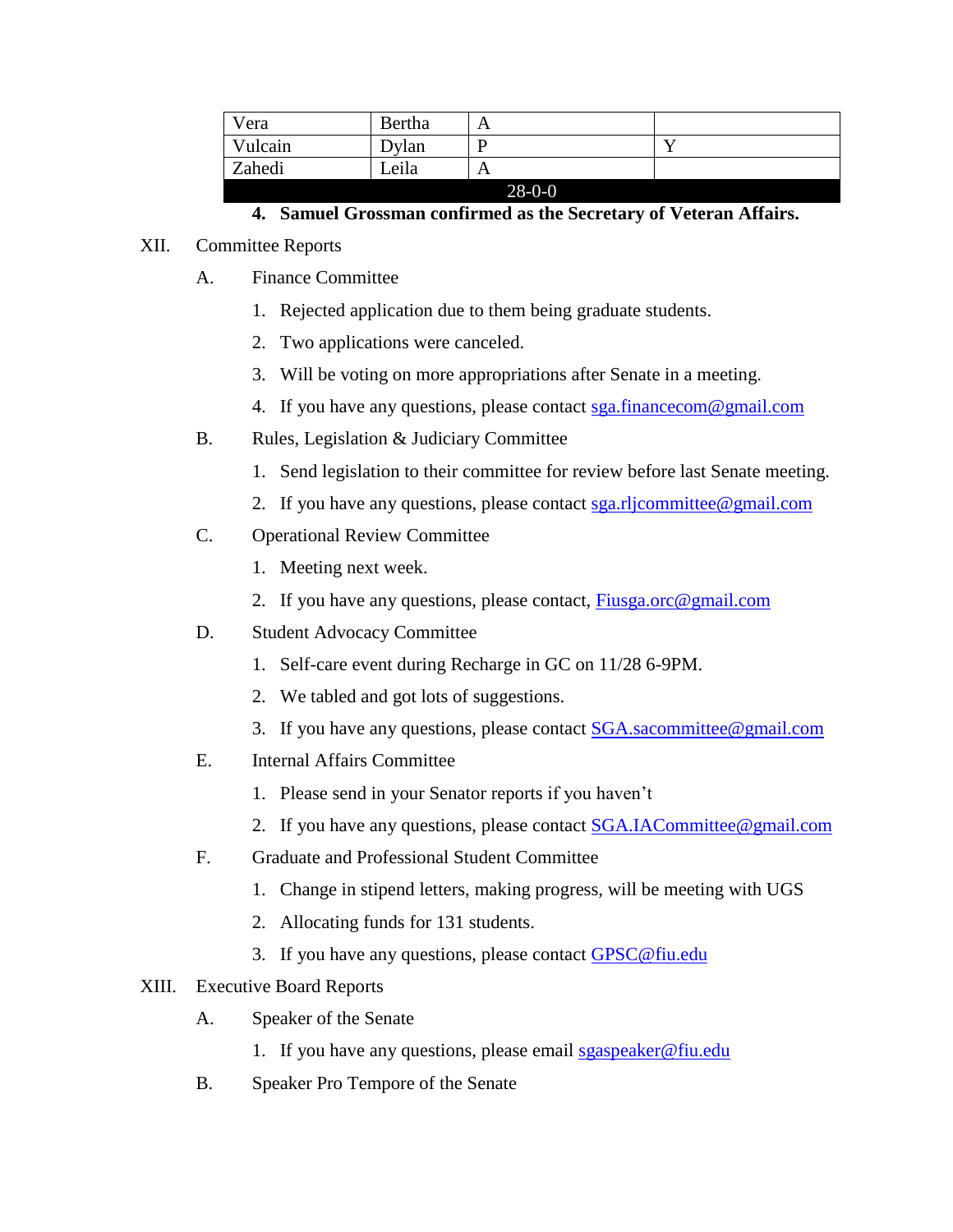| Vera | Bertha | A | |
|---|---|---|---|
| Vulcain | Dylan | P | Y |
| Zahedi | Leila | A | |
| 28-0-0 | | | |

4. **Samuel Grossman confirmed as the Secretary of Veteran Affairs.**

XII. Committee Reports

A. Finance Committee

1. Rejected application due to them being graduate students.
2. Two applications were canceled.
3. Will be voting on more appropriations after Senate in a meeting.
4. If you have any questions, please contact sga.financecom@gmail.com

B. Rules, Legislation & Judiciary Committee

1. Send legislation to their committee for review before last Senate meeting.
2. If you have any questions, please contact sga.rljcommittee@gmail.com

C. Operational Review Committee

1. Meeting next week.
2. If you have any questions, please contact, Fiusga.orc@gmail.com

D. Student Advocacy Committee

1. Self-care event during Recharge in GC on 11/28 6-9PM.
2. We tabled and got lots of suggestions.
3. If you have any questions, please contact SGA.sacommittee@gmail.com

E. Internal Affairs Committee

1. Please send in your Senator reports if you haven't
2. If you have any questions, please contact SGA.IACommittee@gmail.com

F. Graduate and Professional Student Committee

1. Change in stipend letters, making progress, will be meeting with UGS
2. Allocating funds for 131 students.
3. If you have any questions, please contact GPSC@fiu.edu

XIII. Executive Board Reports

A. Speaker of the Senate

1. If you have any questions, please email sgaspeaker@fiu.edu

B. Speaker Pro Tempore of the Senate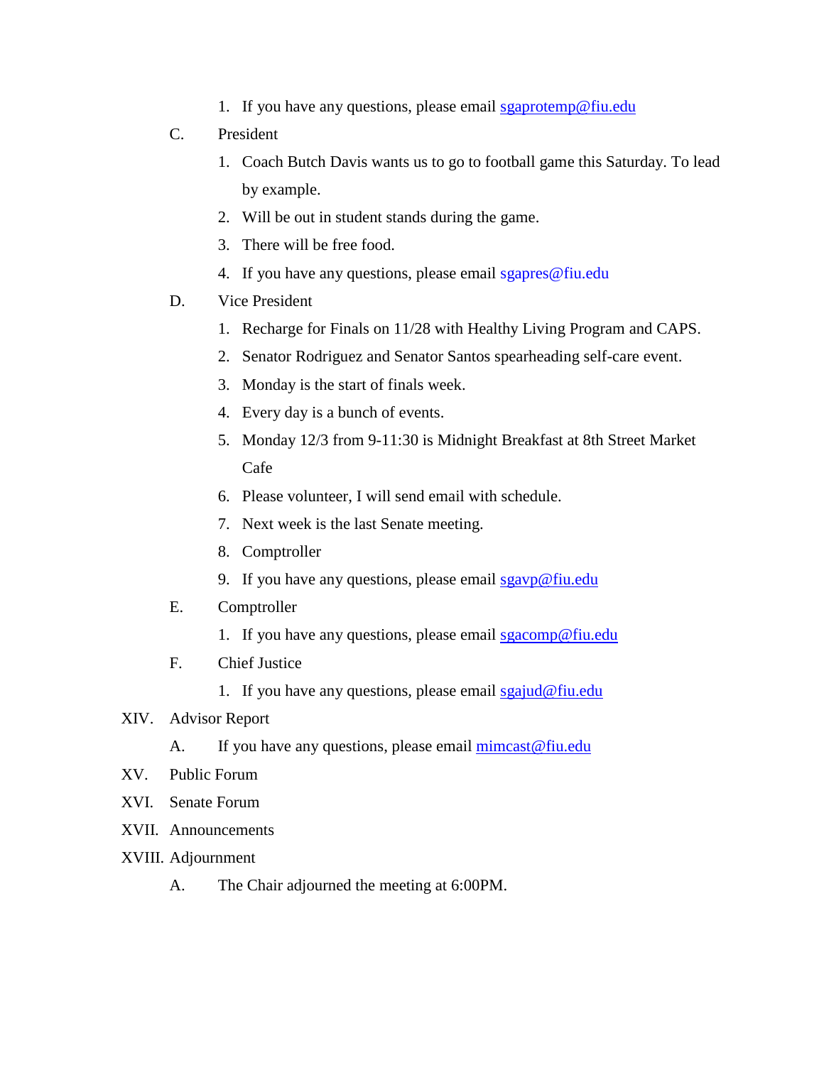1. If you have any questions, please email sgaprotemp@fiu.edu

C. President

1. Coach Butch Davis wants us to go to football game this Saturday. To lead by example.
2. Will be out in student stands during the game.
3. There will be free food.
4. If you have any questions, please email sgapres@fiu.edu

D. Vice President

1. Recharge for Finals on 11/28 with Healthy Living Program and CAPS.
2. Senator Rodriguez and Senator Santos spearheading self-care event.
3. Monday is the start of finals week.
4. Every day is a bunch of events.
5. Monday 12/3 from 9-11:30 is Midnight Breakfast at 8th Street Market Cafe
6. Please volunteer, I will send email with schedule.
7. Next week is the last Senate meeting.
8. Comptroller
9. If you have any questions, please email sgavp@fiu.edu

E. Comptroller

1. If you have any questions, please email sgacomp@fiu.edu

F. Chief Justice

1. If you have any questions, please email sgajud@fiu.edu

XIV. Advisor Report

A. If you have any questions, please email mimcast@fiu.edu

XV. Public Forum

XVI. Senate Forum

XVII. Announcements

XVIII. Adjournment

A. The Chair adjourned the meeting at 6:00PM.